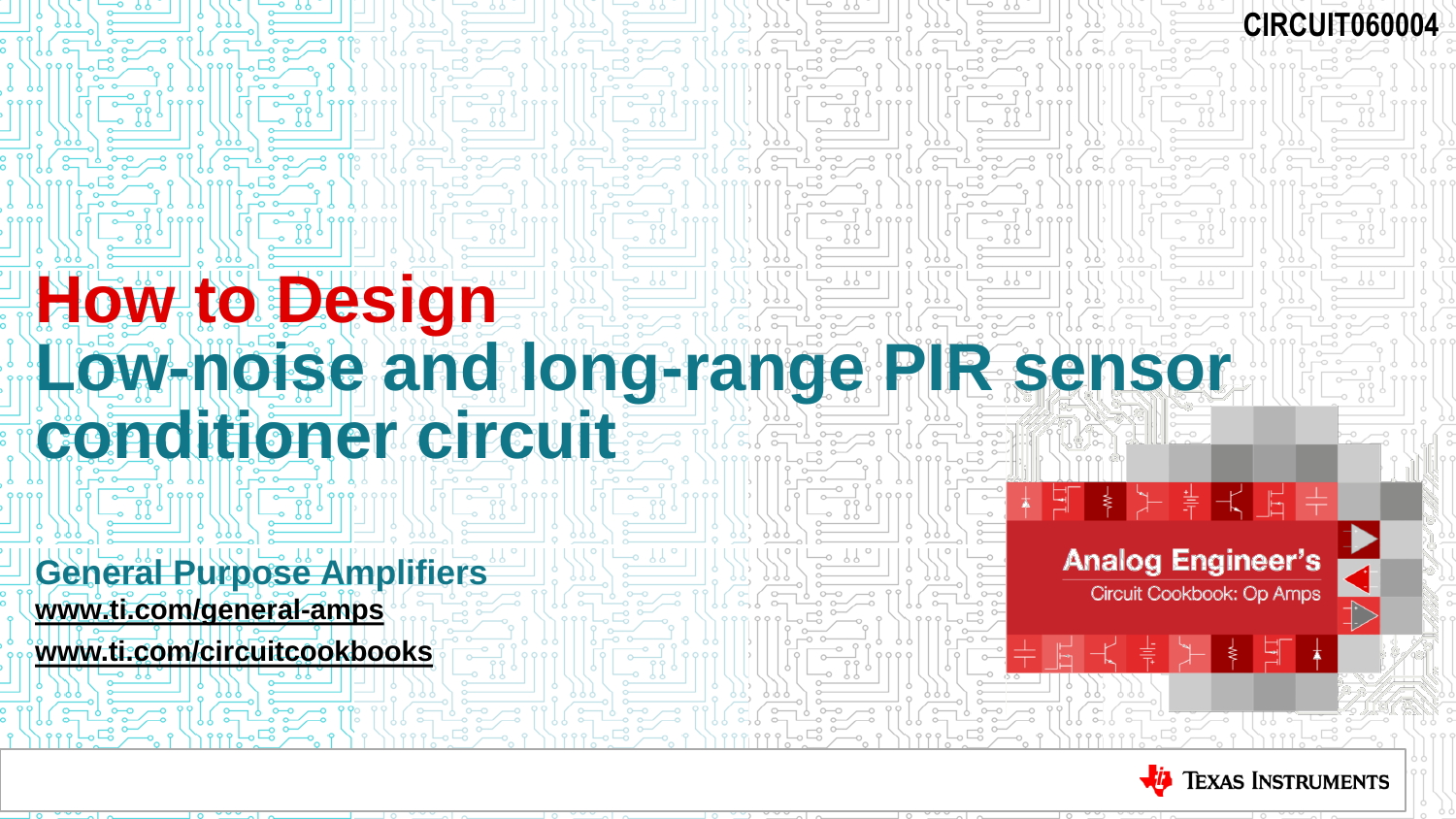CIRCUIT060004

# How to Design Low-noise and long-range PIR sensor conditioner circuit

## General Purpose Amplifiers

www.ti.com/general-amps

www.ti.com/circuitcookbooks

Analog Engineer's Circuit Cookbook: Op Amps

Texas Instruments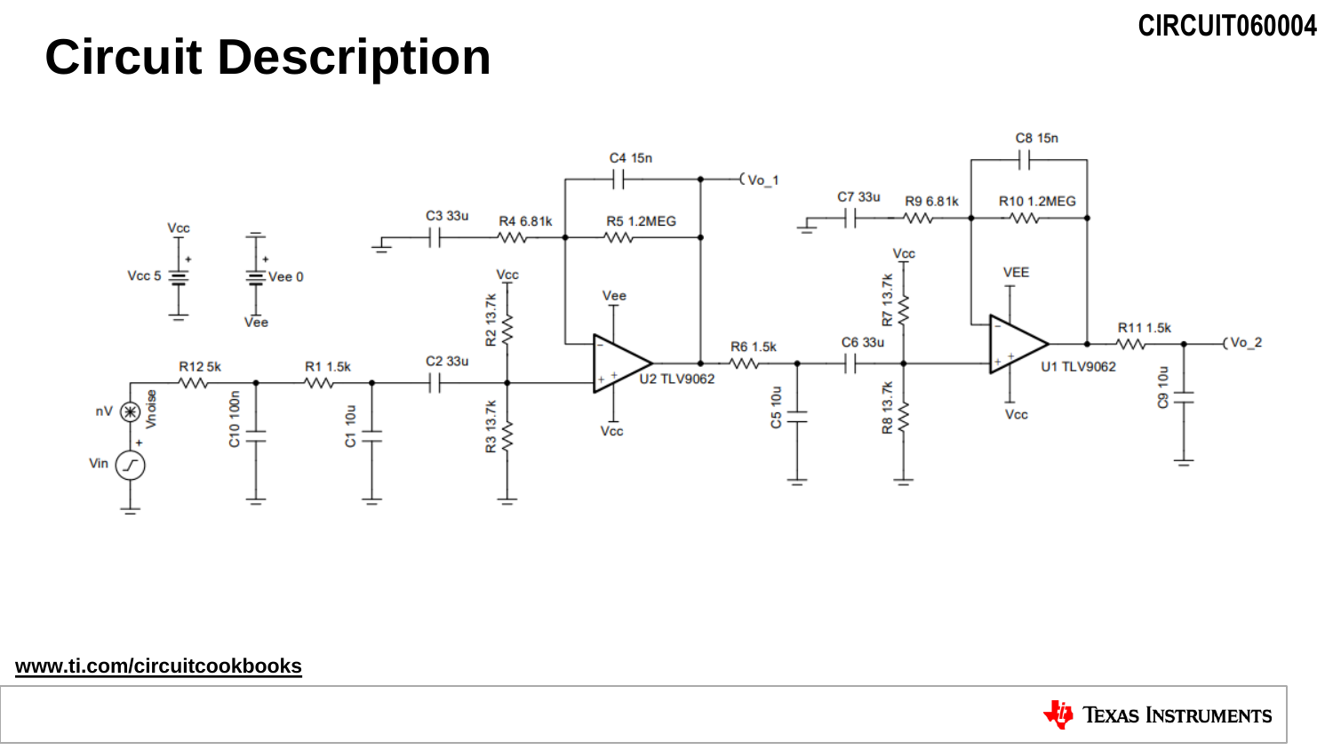# Circuit Description

CIRCUIT060004

www.ti.com/circuitcookbooks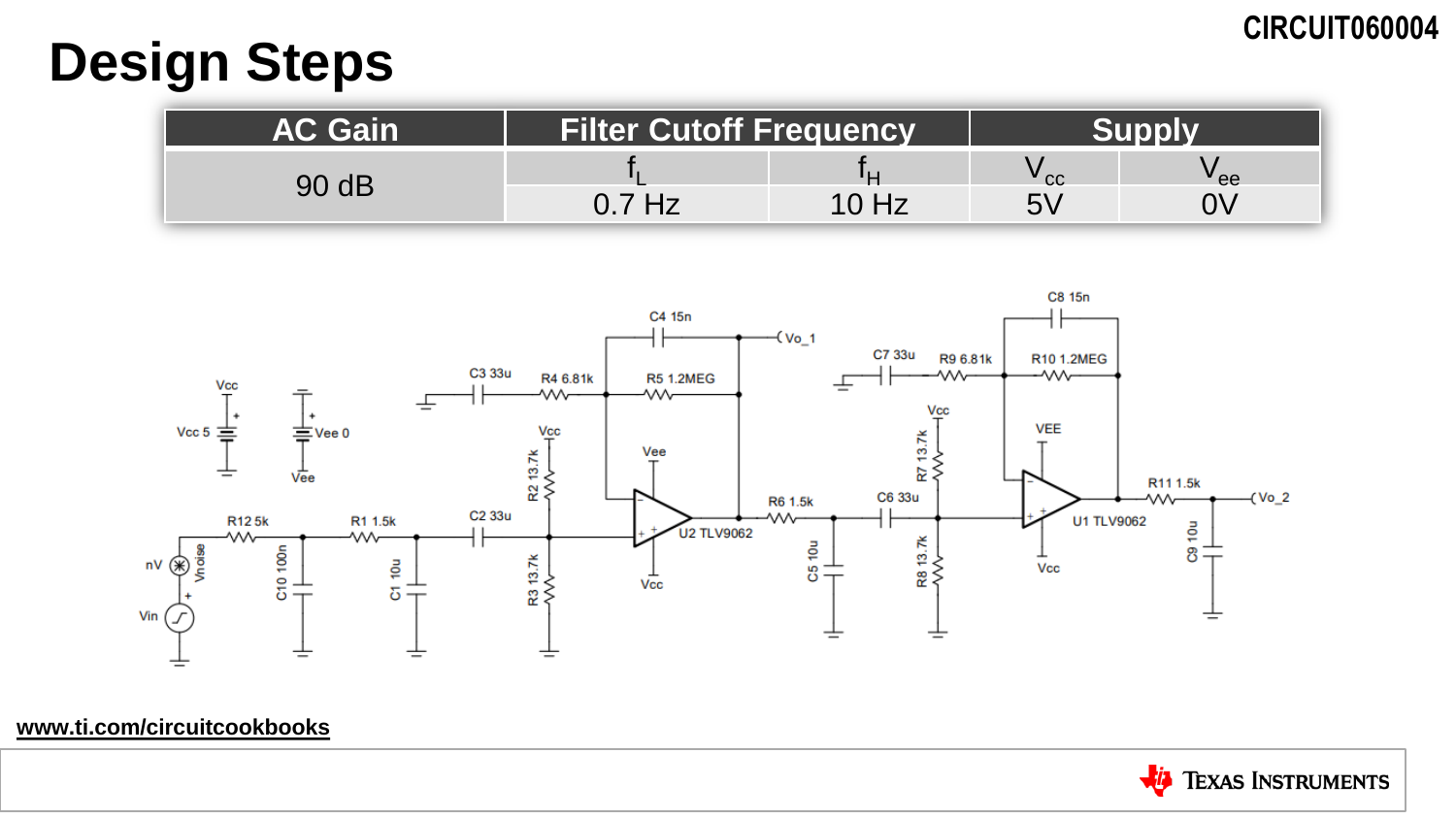CIRCUIT060004

# Design Steps

| AC Gain | Filter Cutoff Frequency | | Supply | |
|---|---|---|---|---|
| | $f_L$ | $f_H$ | $V_{cc}$ | $V_{ee}$ |
| 90 dB | 0.7 Hz | 10 Hz | 5V | 0V |

www.ti.com/circuitcookbooks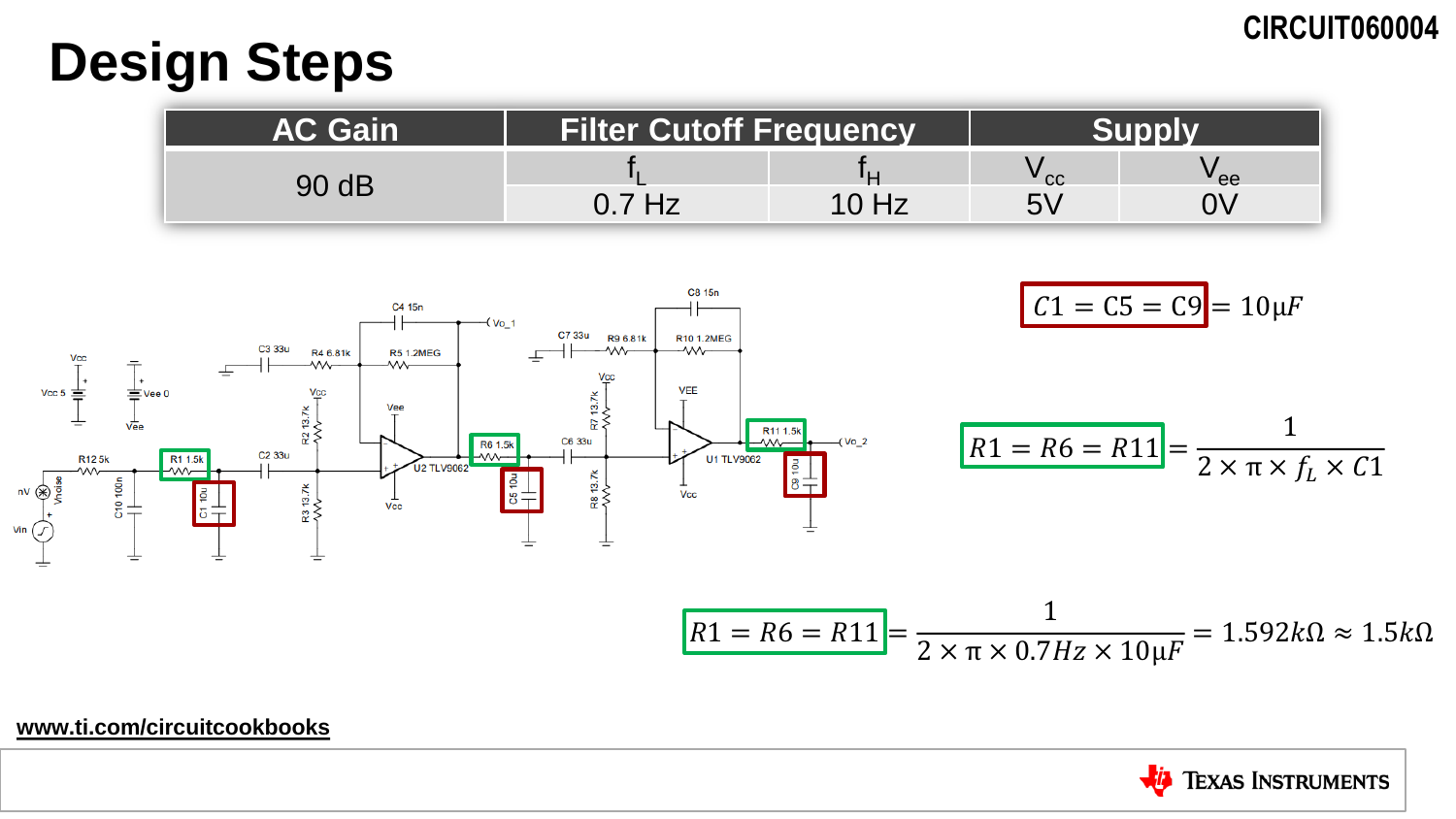# Design Steps

| AC Gain | Filter Cutoff Frequency | | Supply | |
|---|---|---|---|---|
| | $f_L$ | $f_H$ | $V_{cc}$ | $V_{ee}$ |
| 90 dB | 0.7 Hz | 10 Hz | 5V | 0V |

$$C1 = C5 = C9 = 10\mu F$$

$$R1 = R6 = R11 = \frac{1}{2 \times \pi \times f_L \times C1}$$

$$R1 = R6 = R11 = \frac{1}{2 \times \pi \times 0.7Hz \times 10\mu F} = 1.592k\Omega \approx 1.5k\Omega$$

www.ti.com/circuitcookbooks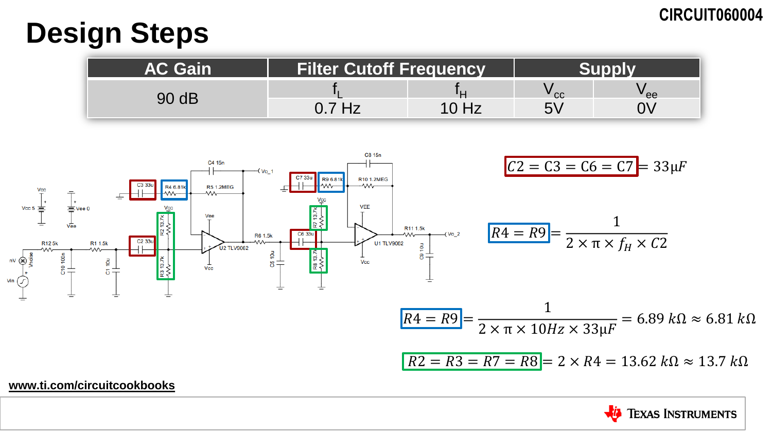# Design Steps

| AC Gain | Filter Cutoff Frequency | | Supply | |
|---|---|---|---|---|
| | $f_L$ | $f_H$ | $V_{cc}$ | $V_{ee}$ |
| 90 dB | 0.7 Hz | 10 Hz | 5V | 0V |

$$C2 = C3 = C6 = C7 = 33\mu F$$

$$R4 = R9 = \frac{1}{2 \times \pi \times f_H \times C2}$$

$$R4 = R9 = \frac{1}{2 \times \pi \times 10Hz \times 33\mu F} = 6.89\ k\Omega \approx 6.81\ k\Omega$$

$$R2 = R3 = R7 = R8 = 2 \times R4 = 13.62\ k\Omega \approx 13.7\ k\Omega$$

www.ti.com/circuitcookbooks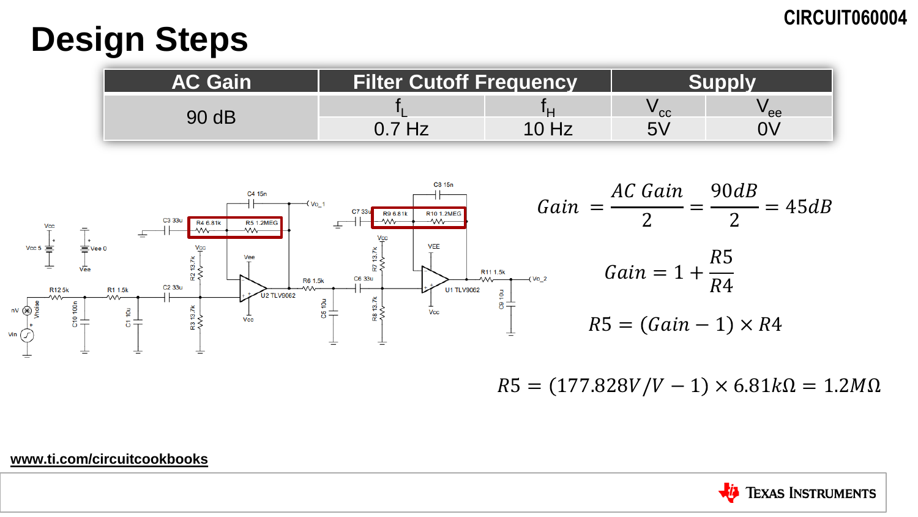CIRCUIT060004

# Design Steps

| AC Gain | Filter Cutoff Frequency | | Supply | |
|---|---|---|---|---|
| | $f_L$ | $f_H$ | $V_{cc}$ | $V_{ee}$ |
| 90 dB | 0.7 Hz | 10 Hz | 5V | 0V |

$$Gain = \frac{AC\ Gain}{2} = \frac{90dB}{2} = 45dB$$

$$Gain = 1 + \frac{R5}{R4}$$

$$R5 = (Gain - 1) \times R4$$

$$R5 = (177.828V/V - 1) \times 6.81k\Omega = 1.2M\Omega$$

www.ti.com/circuitcookbooks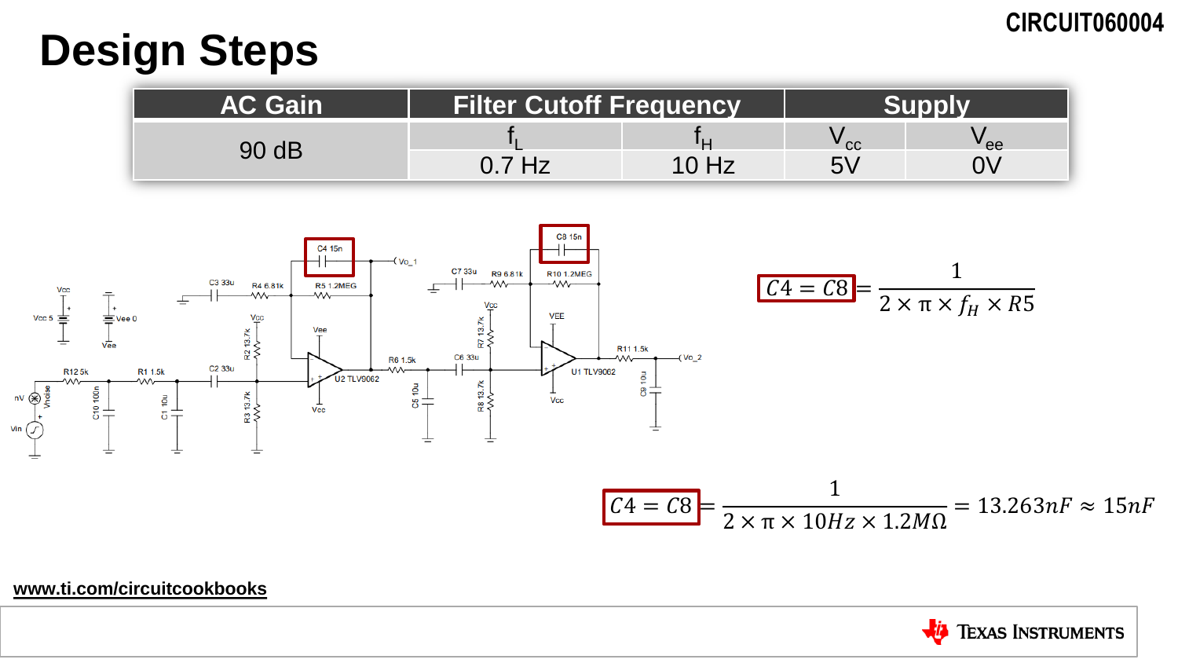# Design Steps

| AC Gain | Filter Cutoff Frequency | | Supply | |
|---|---|---|---|---|
| | $f_L$ | $f_H$ | $V_{cc}$ | $V_{ee}$ |
| 90 dB | 0.7 Hz | 10 Hz | 5V | 0V |

$$C4 = C8 = \frac{1}{2 \times \pi \times f_H \times R5}$$

$$C4 = C8 = \frac{1}{2 \times \pi \times 10Hz \times 1.2M\Omega} = 13.263nF \approx 15nF$$

www.ti.com/circuitcookbooks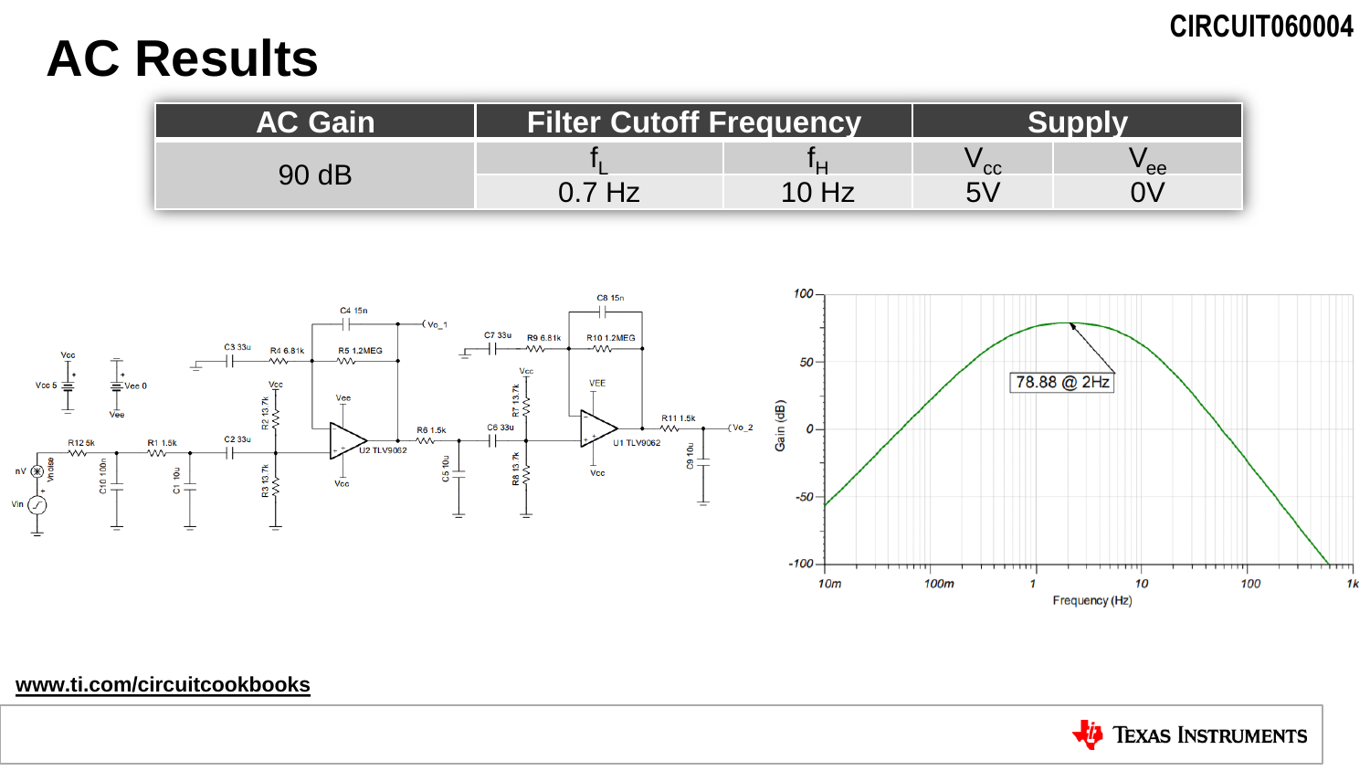# AC Results

| AC Gain | Filter Cutoff Frequency | | Supply | |
|---|---|---|---|---|
| | $f_L$ | $f_H$ | $V_{cc}$ | $V_{ee}$ |
| 90 dB | 0.7 Hz | 10 Hz | 5V | 0V |

www.ti.com/circuitcookbooks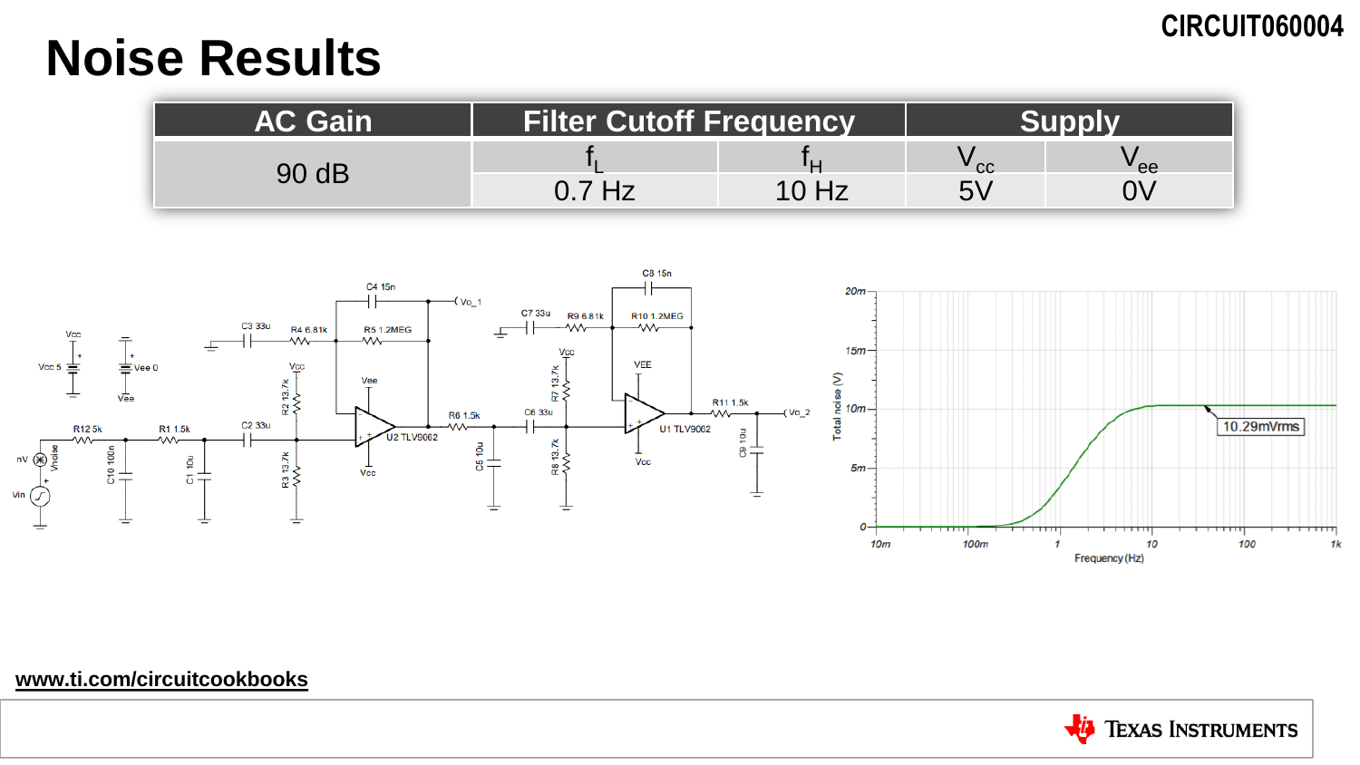# Noise Results

| AC Gain | Filter Cutoff Frequency | | Supply | |
|---|---|---|---|---|
| | $f_L$ | $f_H$ | $V_{cc}$ | $V_{ee}$ |
| 90 dB | 0.7 Hz | 10 Hz | 5V | 0V |

www.ti.com/circuitcookbooks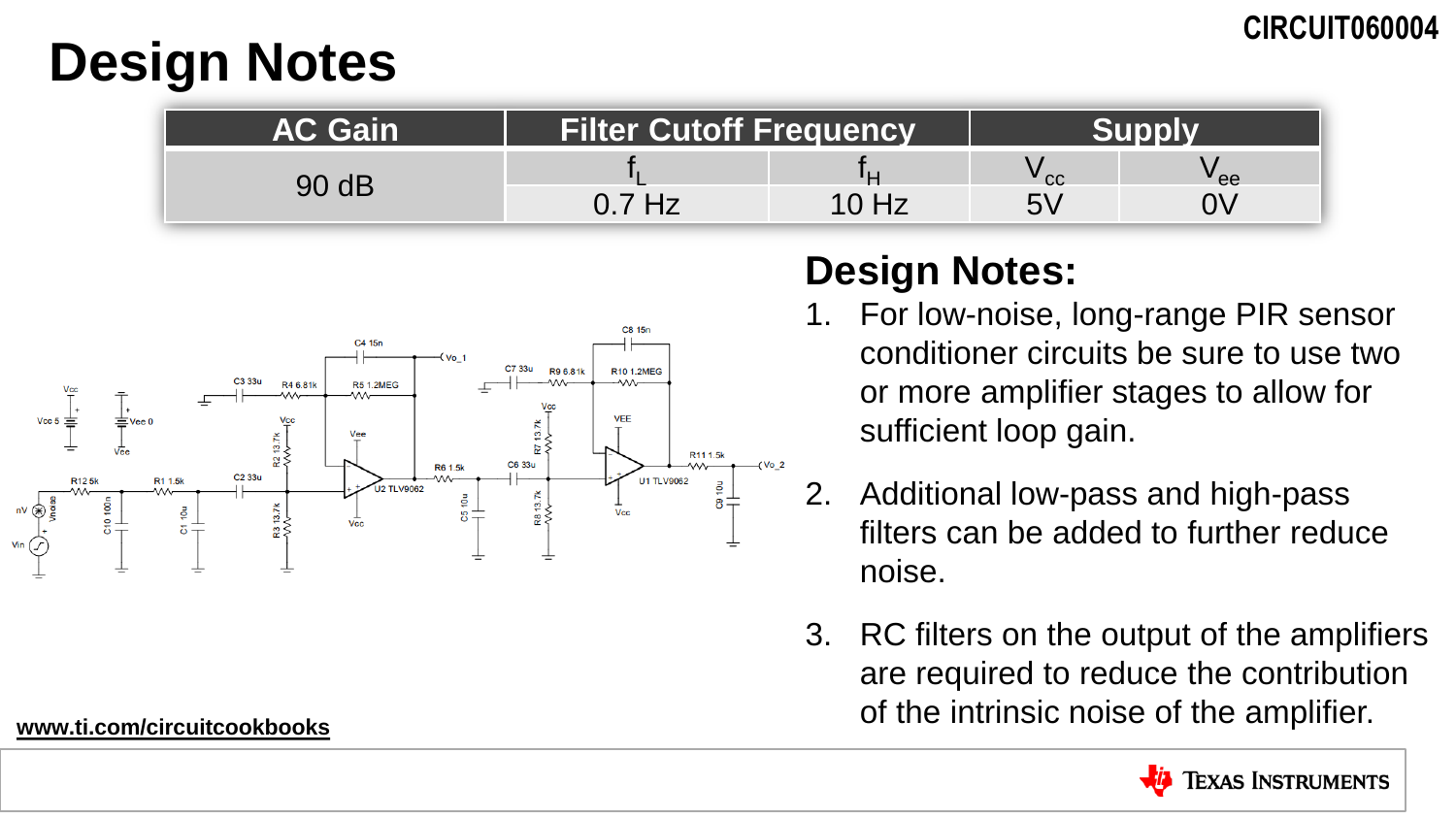# Design Notes

| AC Gain | Filter Cutoff Frequency | | Supply | |
|---|---|---|---|---|
| | $f_L$ | $f_H$ | $V_{cc}$ | $V_{ee}$ |
| 90 dB | 0.7 Hz | 10 Hz | 5V | 0V |

## Design Notes:

1. For low-noise, long-range PIR sensor conditioner circuits be sure to use two or more amplifier stages to allow for sufficient loop gain.
2. Additional low-pass and high-pass filters can be added to further reduce noise.
3. RC filters on the output of the amplifiers are required to reduce the contribution of the intrinsic noise of the amplifier.

www.ti.com/circuitcookbooks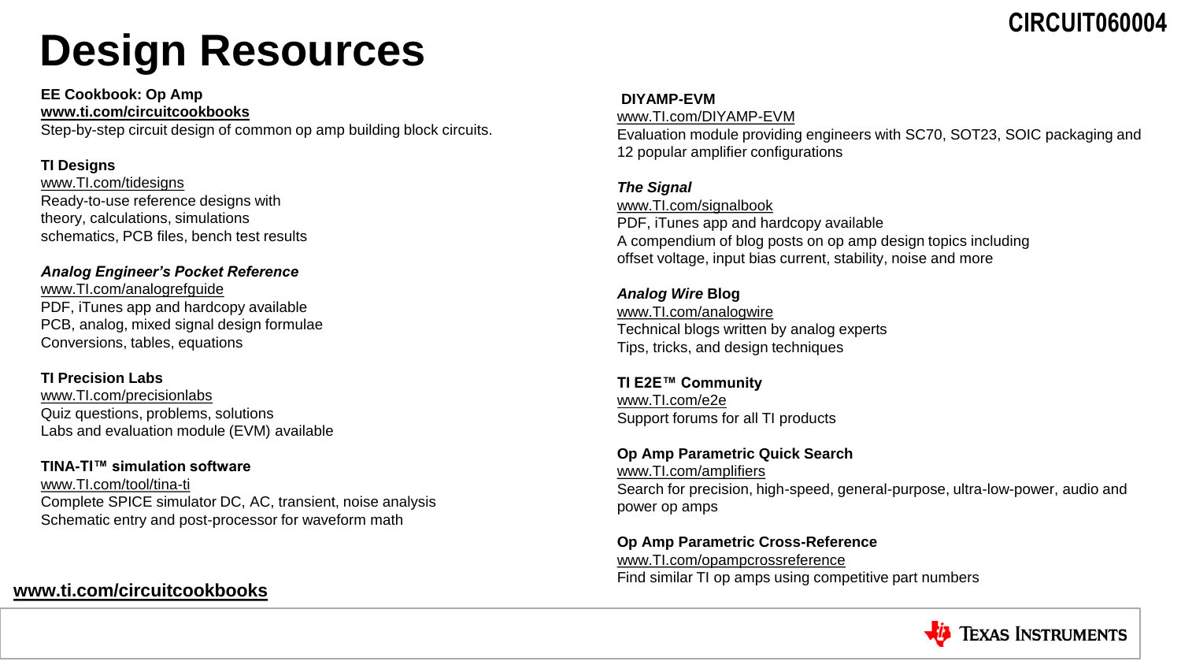# Design Resources

**EE Cookbook: Op Amp**
**www.ti.com/circuitcookbooks**
Step-by-step circuit design of common op amp building block circuits.

**TI Designs**
www.TI.com/tidesigns
Ready-to-use reference designs with theory, calculations, simulations schematics, PCB files, bench test results

***Analog Engineer's Pocket Reference***
www.TI.com/analogrefguide
PDF, iTunes app and hardcopy available
PCB, analog, mixed signal design formulae
Conversions, tables, equations

**TI Precision Labs**
www.TI.com/precisionlabs
Quiz questions, problems, solutions
Labs and evaluation module (EVM) available

**TINA-TI™ simulation software**
www.TI.com/tool/tina-ti
Complete SPICE simulator DC, AC, transient, noise analysis
Schematic entry and post-processor for waveform math

**DIYAMP-EVM**
www.TI.com/DIYAMP-EVM
Evaluation module providing engineers with SC70, SOT23, SOIC packaging and 12 popular amplifier configurations

***The Signal***
www.TI.com/signalbook
PDF, iTunes app and hardcopy available
A compendium of blog posts on op amp design topics including offset voltage, input bias current, stability, noise and more

***Analog Wire* Blog**
www.TI.com/analogwire
Technical blogs written by analog experts
Tips, tricks, and design techniques

**TI E2E™ Community**
www.TI.com/e2e
Support forums for all TI products

**Op Amp Parametric Quick Search**
www.TI.com/amplifiers
Search for precision, high-speed, general-purpose, ultra-low-power, audio and power op amps

**Op Amp Parametric Cross-Reference**
www.TI.com/opampcrossreference
Find similar TI op amps using competitive part numbers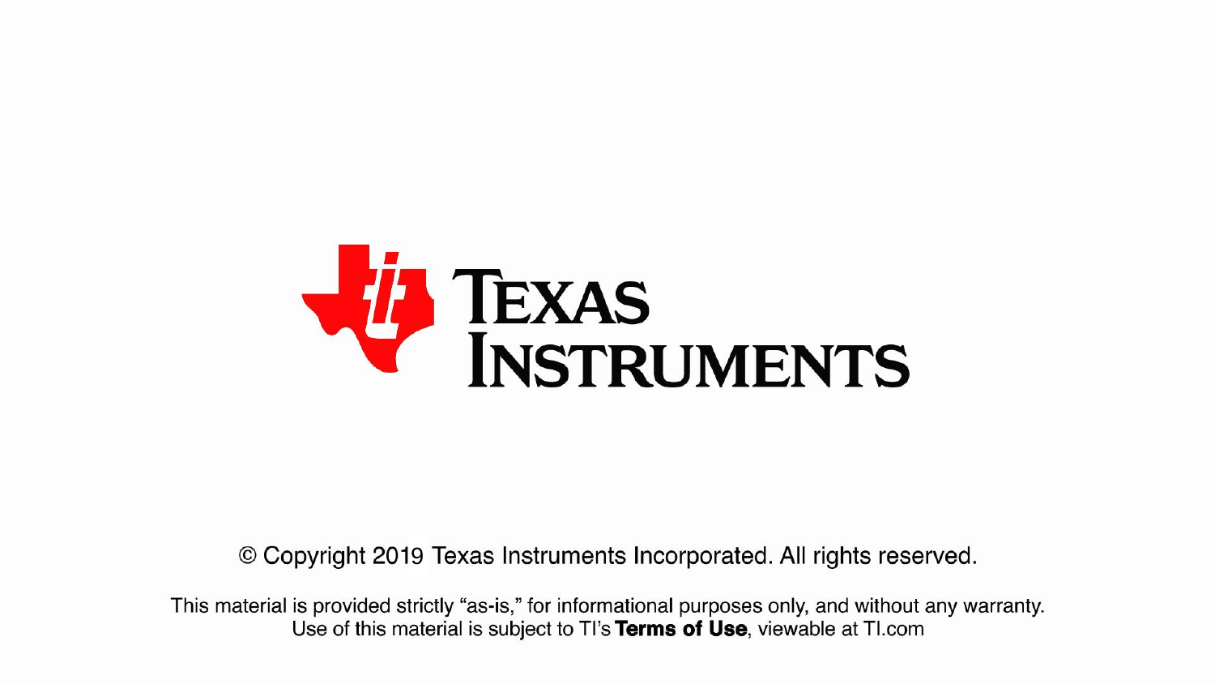TEXAS INSTRUMENTS

© Copyright 2019 Texas Instruments Incorporated. All rights reserved.

This material is provided strictly "as-is," for informational purposes only, and without any warranty.
Use of this material is subject to TI's **Terms of Use**, viewable at TI.com